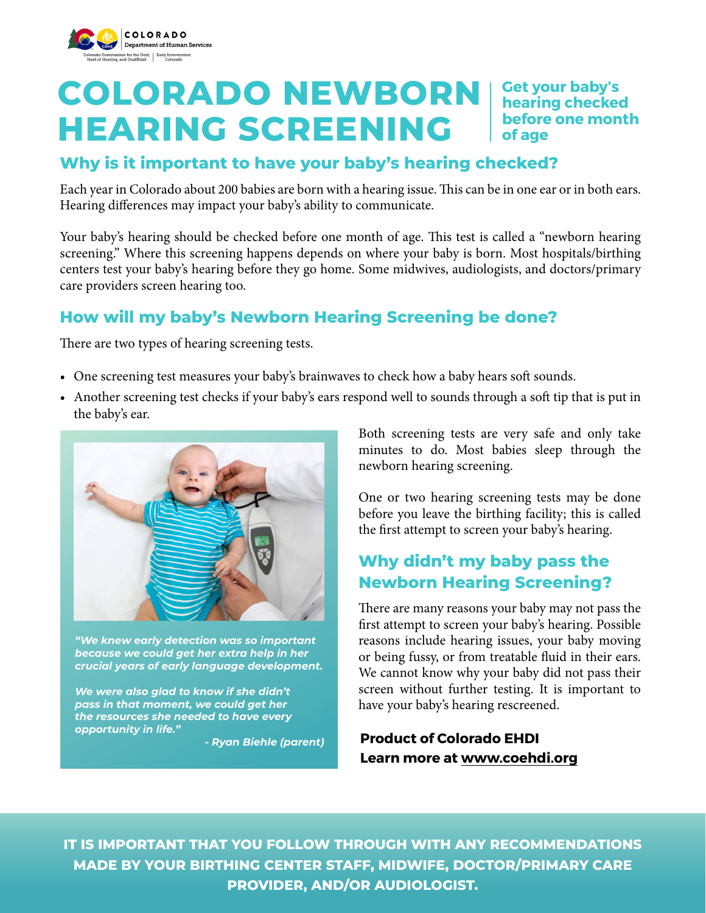COLORADO Department of Human Services

Colorado Commission for the Deaf, Hard of Hearing, and DeafBlind | Early Intervention Colorado

# COLORADO NEWBORN HEARING SCREENING

**Get your baby's hearing checked before one month of age**

## Why is it important to have your baby's hearing checked?

Each year in Colorado about 200 babies are born with a hearing issue. This can be in one ear or in both ears. Hearing differences may impact your baby's ability to communicate.

Your baby's hearing should be checked before one month of age. This test is called a "newborn hearing screening." Where this screening happens depends on where your baby is born. Most hospitals/birthing centers test your baby's hearing before they go home. Some midwives, audiologists, and doctors/primary care providers screen hearing too.

## How will my baby's Newborn Hearing Screening be done?

There are two types of hearing screening tests.

- One screening test measures your baby's brainwaves to check how a baby hears soft sounds.
- Another screening test checks if your baby's ears respond well to sounds through a soft tip that is put in the baby's ear.

*"We knew early detection was so important because we could get her extra help in her crucial years of early language development.*

*We were also glad to know if she didn't pass in that moment, we could get her the resources she needed to have every opportunity in life."*

*- Ryan Biehle (parent)*

Both screening tests are very safe and only take minutes to do. Most babies sleep through the newborn hearing screening.

One or two hearing screening tests may be done before you leave the birthing facility; this is called the first attempt to screen your baby's hearing.

## Why didn't my baby pass the Newborn Hearing Screening?

There are many reasons your baby may not pass the first attempt to screen your baby's hearing. Possible reasons include hearing issues, your baby moving or being fussy, or from treatable fluid in their ears. We cannot know why your baby did not pass their screen without further testing. It is important to have your baby's hearing rescreened.

**Product of Colorado EHDI**
**Learn more at www.coehdi.org**

**IT IS IMPORTANT THAT YOU FOLLOW THROUGH WITH ANY RECOMMENDATIONS MADE BY YOUR BIRTHING CENTER STAFF, MIDWIFE, DOCTOR/PRIMARY CARE PROVIDER, AND/OR AUDIOLOGIST.**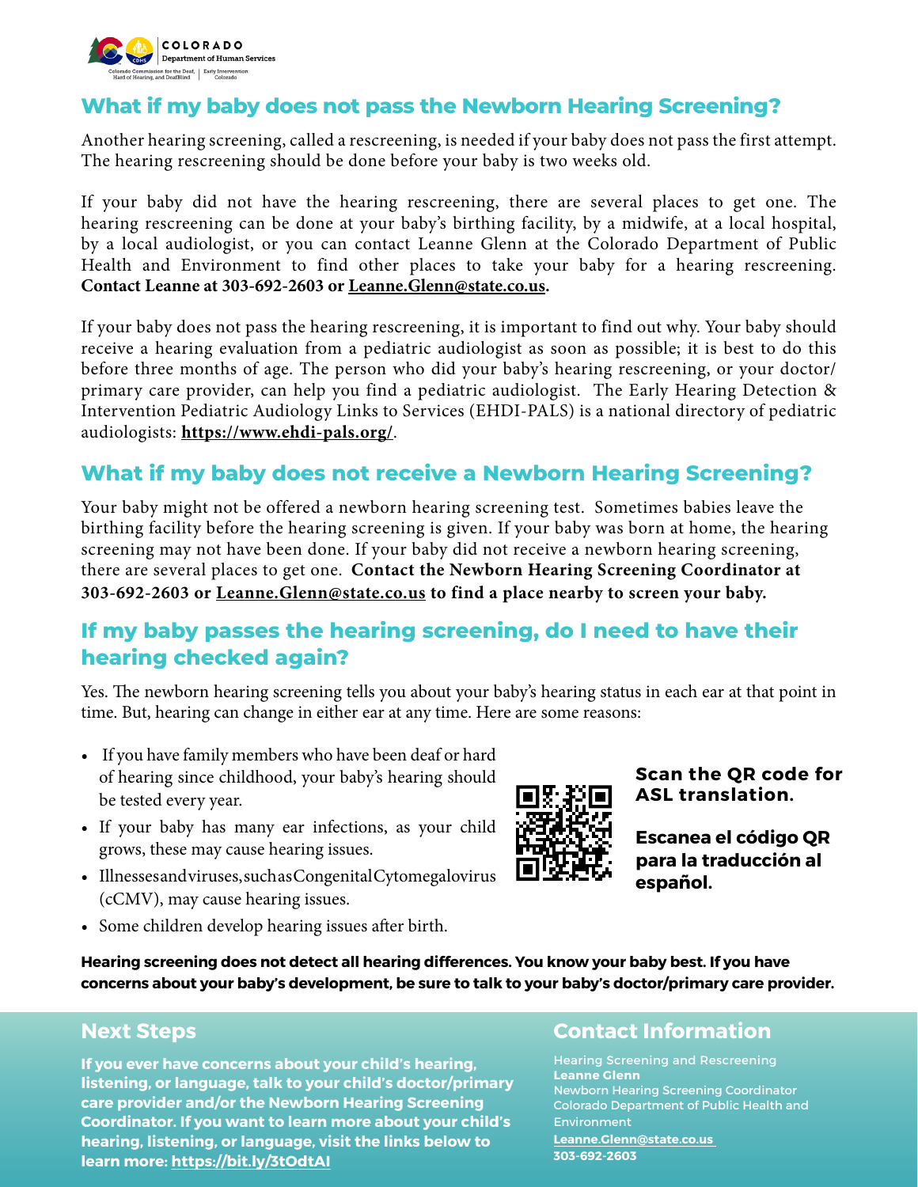## What if my baby does not pass the Newborn Hearing Screening?

Another hearing screening, called a rescreening, is needed if your baby does not pass the first attempt. The hearing rescreening should be done before your baby is two weeks old.

If your baby did not have the hearing rescreening, there are several places to get one. The hearing rescreening can be done at your baby's birthing facility, by a midwife, at a local hospital, by a local audiologist, or you can contact Leanne Glenn at the Colorado Department of Public Health and Environment to find other places to take your baby for a hearing rescreening. **Contact Leanne at 303-692-2603 or Leanne.Glenn@state.co.us.**

If your baby does not pass the hearing rescreening, it is important to find out why. Your baby should receive a hearing evaluation from a pediatric audiologist as soon as possible; it is best to do this before three months of age. The person who did your baby's hearing rescreening, or your doctor/primary care provider, can help you find a pediatric audiologist. The Early Hearing Detection & Intervention Pediatric Audiology Links to Services (EHDI-PALS) is a national directory of pediatric audiologists: **https://www.ehdi-pals.org/**.

## What if my baby does not receive a Newborn Hearing Screening?

Your baby might not be offered a newborn hearing screening test. Sometimes babies leave the birthing facility before the hearing screening is given. If your baby was born at home, the hearing screening may not have been done. If your baby did not receive a newborn hearing screening, there are several places to get one. **Contact the Newborn Hearing Screening Coordinator at 303-692-2603 or Leanne.Glenn@state.co.us to find a place nearby to screen your baby.**

## If my baby passes the hearing screening, do I need to have their hearing checked again?

Yes. The newborn hearing screening tells you about your baby's hearing status in each ear at that point in time. But, hearing can change in either ear at any time. Here are some reasons:

- If you have family members who have been deaf or hard of hearing since childhood, your baby's hearing should be tested every year.
- If your baby has many ear infections, as your child grows, these may cause hearing issues.
- Illnesses and viruses, such as Congenital Cytomegalovirus (cCMV), may cause hearing issues.
- Some children develop hearing issues after birth.

**Scan the QR code for ASL translation.**

**Escanea el código QR para la traducción al español.**

**Hearing screening does not detect all hearing differences. You know your baby best. If you have concerns about your baby's development, be sure to talk to your baby's doctor/primary care provider.**

## Next Steps

**If you ever have concerns about your child's hearing, listening, or language, talk to your child's doctor/primary care provider and/or the Newborn Hearing Screening Coordinator. If you want to learn more about your child's hearing, listening, or language, visit the links below to learn more: https://bit.ly/3tOdtAI**

## Contact Information

Hearing Screening and Rescreening
**Leanne Glenn**
Newborn Hearing Screening Coordinator
Colorado Department of Public Health and Environment
**Leanne.Glenn@state.co.us**
**303-692-2603**